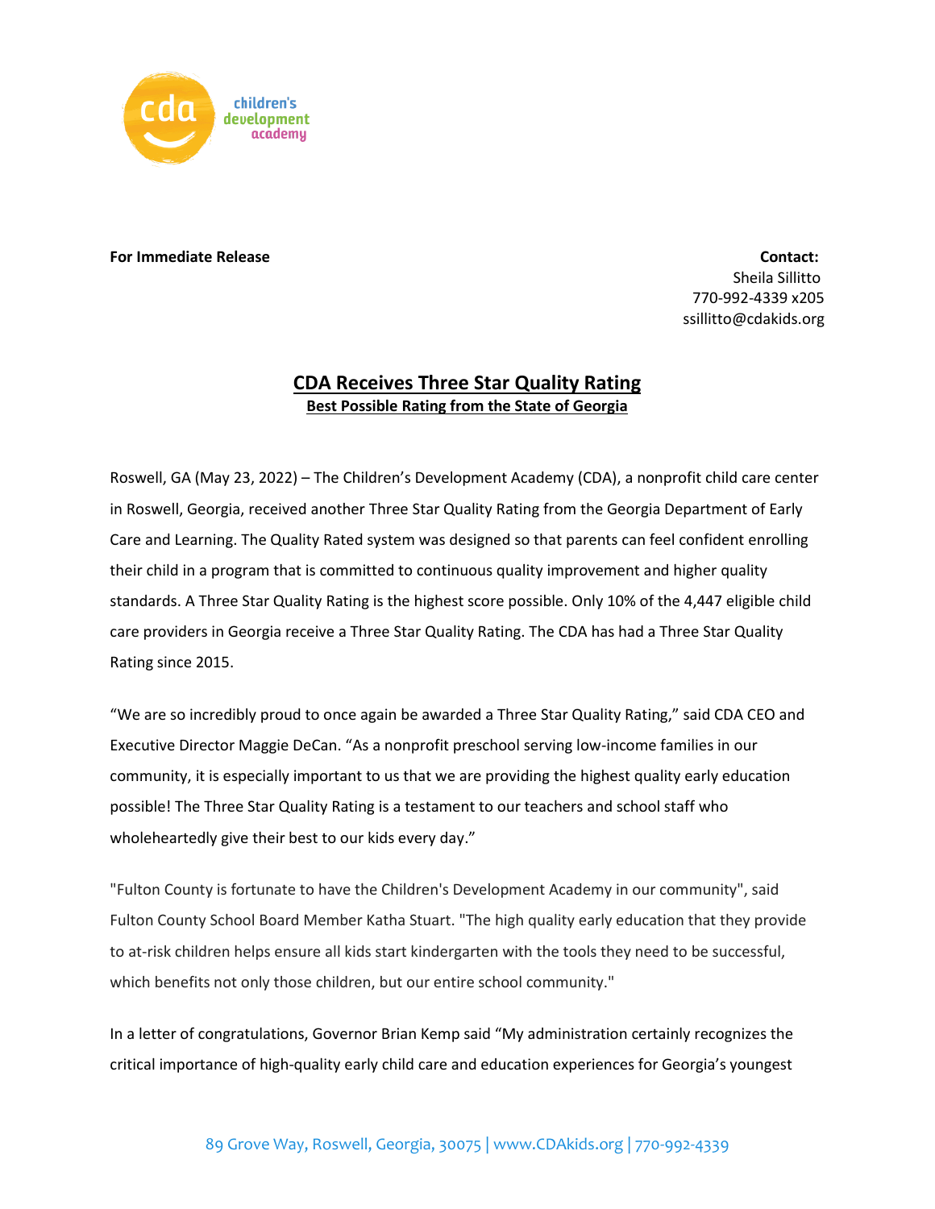cda children's development academy

**For Immediate Release**

**Contact:**
Sheila Sillitto
770-992-4339 x205
ssillitto@cdakids.org

# CDA Receives Three Star Quality Rating

## Best Possible Rating from the State of Georgia

Roswell, GA (May 23, 2022) – The Children's Development Academy (CDA), a nonprofit child care center in Roswell, Georgia, received another Three Star Quality Rating from the Georgia Department of Early Care and Learning. The Quality Rated system was designed so that parents can feel confident enrolling their child in a program that is committed to continuous quality improvement and higher quality standards. A Three Star Quality Rating is the highest score possible. Only 10% of the 4,447 eligible child care providers in Georgia receive a Three Star Quality Rating. The CDA has had a Three Star Quality Rating since 2015.

"We are so incredibly proud to once again be awarded a Three Star Quality Rating," said CDA CEO and Executive Director Maggie DeCan. "As a nonprofit preschool serving low-income families in our community, it is especially important to us that we are providing the highest quality early education possible! The Three Star Quality Rating is a testament to our teachers and school staff who wholeheartedly give their best to our kids every day."

"Fulton County is fortunate to have the Children's Development Academy in our community", said Fulton County School Board Member Katha Stuart. "The high quality early education that they provide to at-risk children helps ensure all kids start kindergarten with the tools they need to be successful, which benefits not only those children, but our entire school community."

In a letter of congratulations, Governor Brian Kemp said "My administration certainly recognizes the critical importance of high-quality early child care and education experiences for Georgia's youngest

89 Grove Way, Roswell, Georgia, 30075 | www.CDAkids.org | 770-992-4339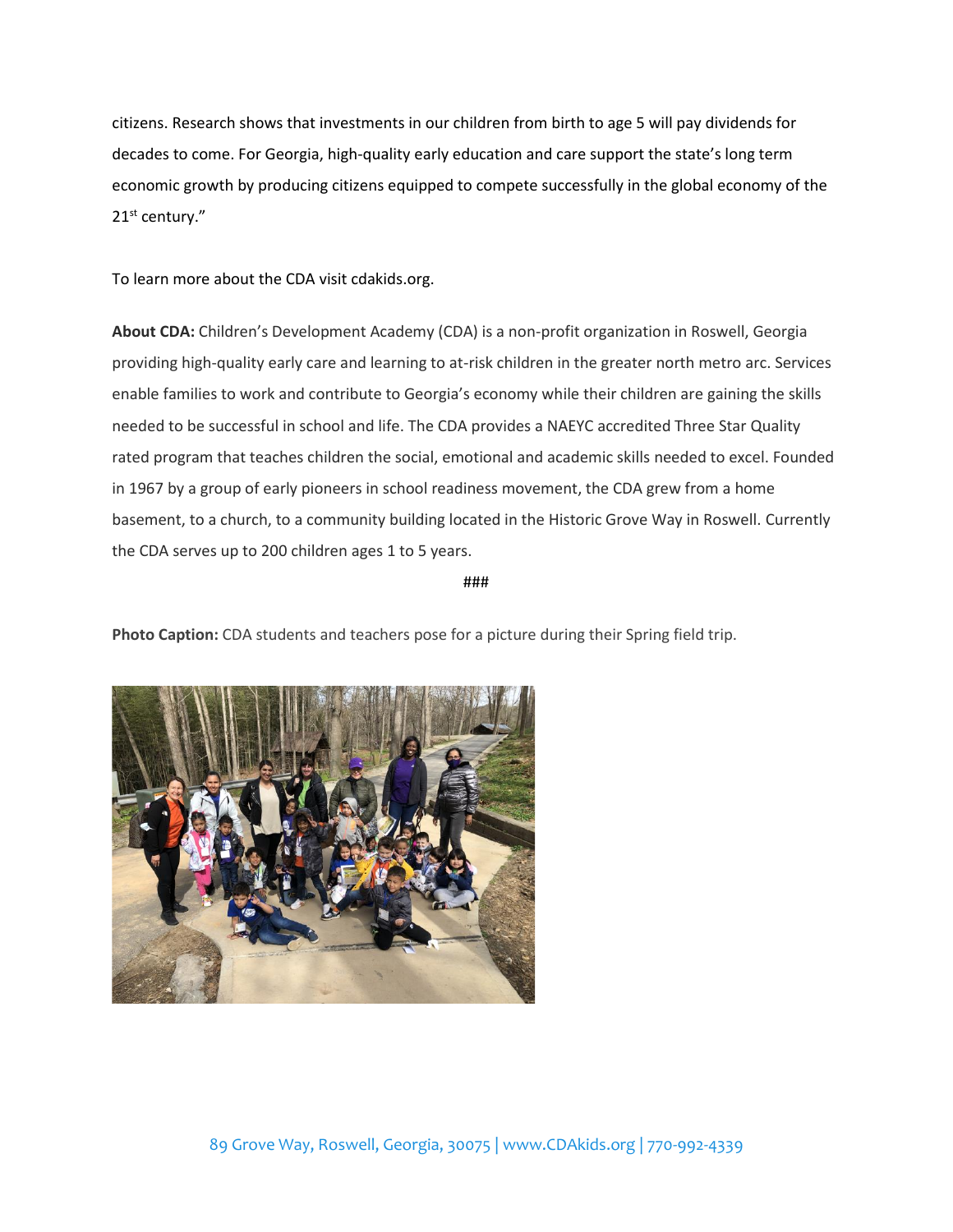citizens. Research shows that investments in our children from birth to age 5 will pay dividends for decades to come. For Georgia, high-quality early education and care support the state's long term economic growth by producing citizens equipped to compete successfully in the global economy of the 21st century."

To learn more about the CDA visit cdakids.org.

**About CDA:** Children's Development Academy (CDA) is a non-profit organization in Roswell, Georgia providing high-quality early care and learning to at-risk children in the greater north metro arc. Services enable families to work and contribute to Georgia's economy while their children are gaining the skills needed to be successful in school and life. The CDA provides a NAEYC accredited Three Star Quality rated program that teaches children the social, emotional and academic skills needed to excel. Founded in 1967 by a group of early pioneers in school readiness movement, the CDA grew from a home basement, to a church, to a community building located in the Historic Grove Way in Roswell. Currently the CDA serves up to 200 children ages 1 to 5 years.

###

**Photo Caption:** CDA students and teachers pose for a picture during their Spring field trip.

89 Grove Way, Roswell, Georgia, 30075 | www.CDAkids.org | 770-992-4339